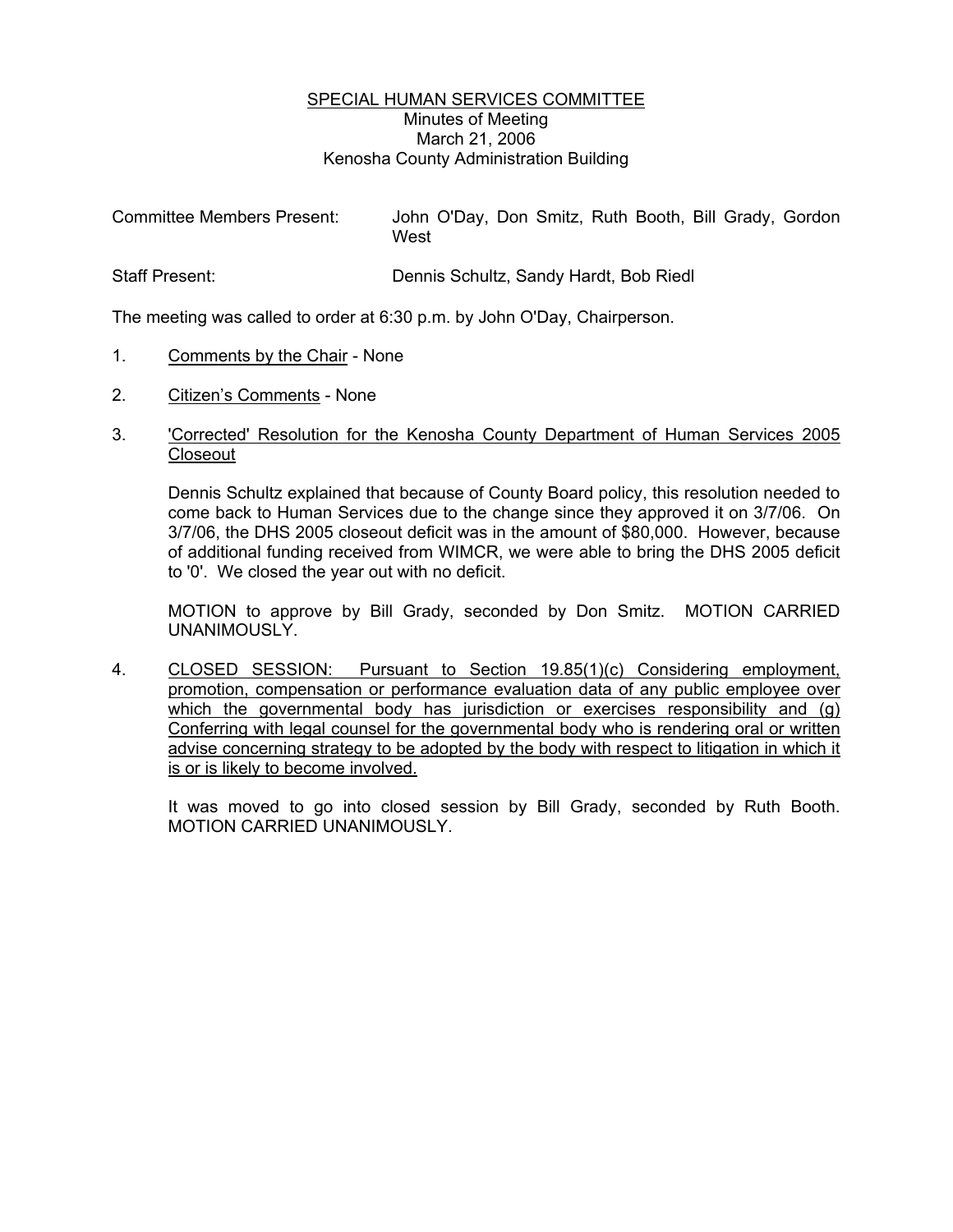<u>SPECIAL HUMAN SERVICES COMMITTEE</u>
Minutes of Meeting
March 21, 2006
Kenosha County Administration Building

Committee Members Present: John O'Day, Don Smitz, Ruth Booth, Bill Grady, Gordon West

Staff Present: Dennis Schultz, Sandy Hardt, Bob Riedl

The meeting was called to order at 6:30 p.m. by John O'Day, Chairperson.

1. <u>Comments by the Chair</u> - None

2. <u>Citizen's Comments</u> - None

3. <u>'Corrected' Resolution for the Kenosha County Department of Human Services 2005 Closeout</u>

   Dennis Schultz explained that because of County Board policy, this resolution needed to come back to Human Services due to the change since they approved it on 3/7/06. On 3/7/06, the DHS 2005 closeout deficit was in the amount of $80,000. However, because of additional funding received from WIMCR, we were able to bring the DHS 2005 deficit to '0'. We closed the year out with no deficit.

   MOTION to approve by Bill Grady, seconded by Don Smitz. MOTION CARRIED UNANIMOUSLY.

4. <u>CLOSED SESSION: Pursuant to Section 19.85(1)(c) Considering employment, promotion, compensation or performance evaluation data of any public employee over which the governmental body has jurisdiction or exercises responsibility and (g) Conferring with legal counsel for the governmental body who is rendering oral or written advise concerning strategy to be adopted by the body with respect to litigation in which it is or is likely to become involved.</u>

   It was moved to go into closed session by Bill Grady, seconded by Ruth Booth. MOTION CARRIED UNANIMOUSLY.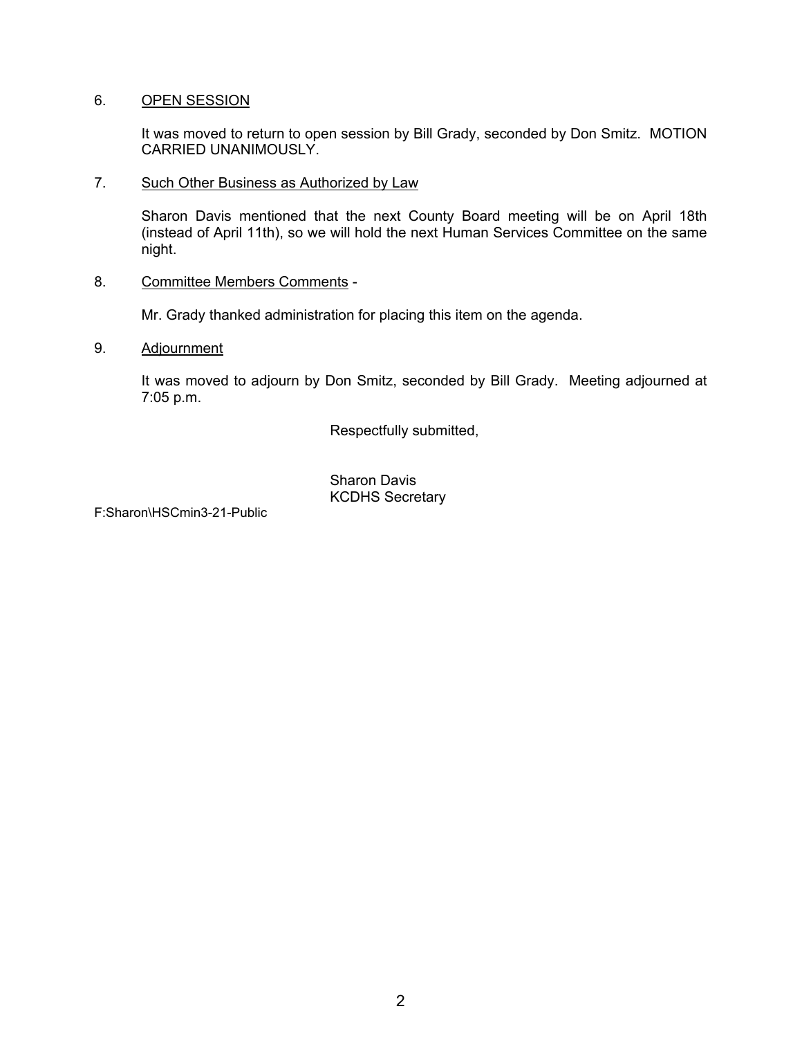6. <u>OPEN SESSION</u>

   It was moved to return to open session by Bill Grady, seconded by Don Smitz. MOTION CARRIED UNANIMOUSLY.

7. <u>Such Other Business as Authorized by Law</u>

   Sharon Davis mentioned that the next County Board meeting will be on April 18th (instead of April 11th), so we will hold the next Human Services Committee on the same night.

8. <u>Committee Members Comments</u> -

   Mr. Grady thanked administration for placing this item on the agenda.

9. <u>Adjournment</u>

   It was moved to adjourn by Don Smitz, seconded by Bill Grady. Meeting adjourned at 7:05 p.m.

Respectfully submitted,

Sharon Davis
KCDHS Secretary

F:Sharon\HSCmin3-21-Public